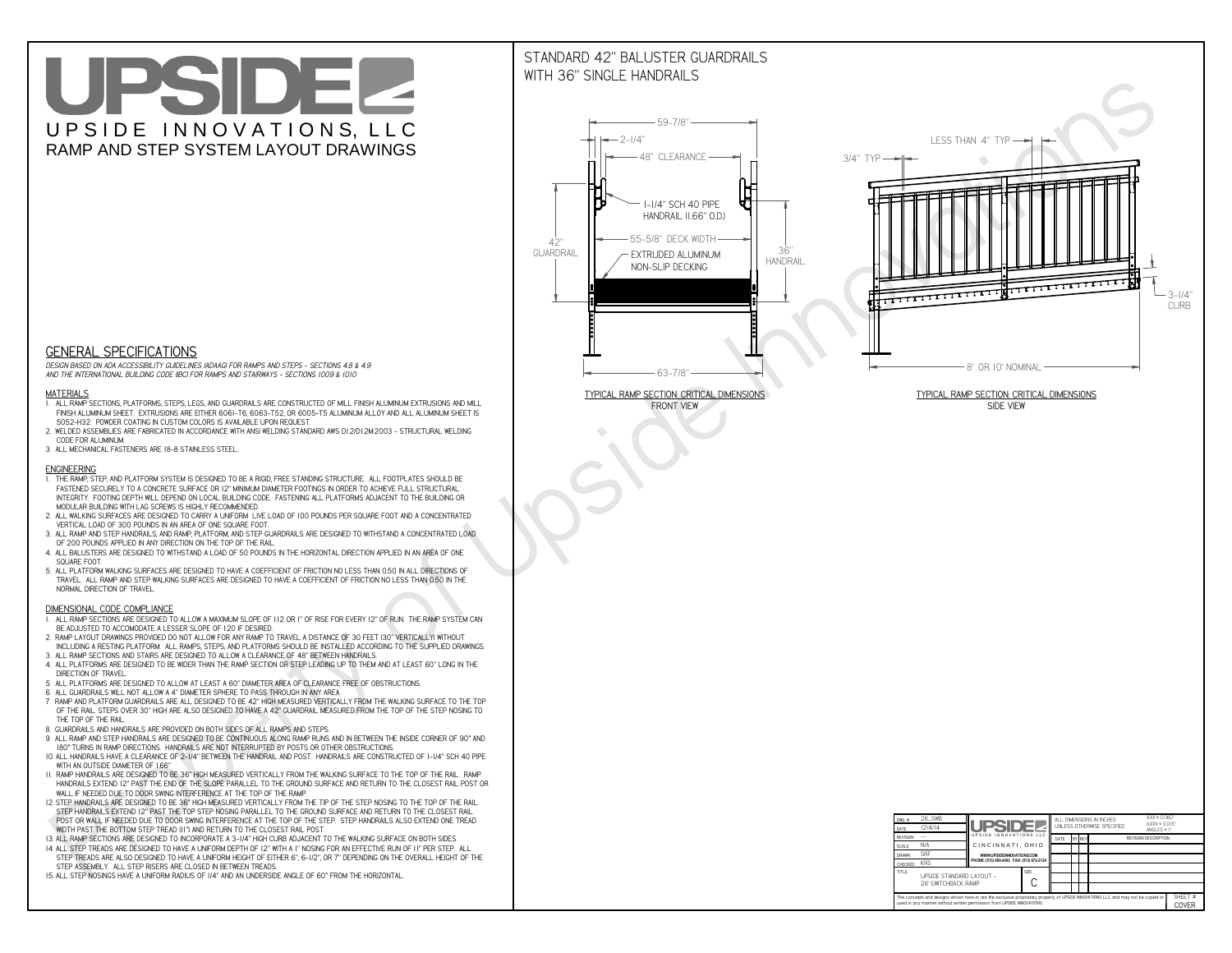# UPSIDE

UPSIDE INNOVATIONS, LLC

RAMP AND STEP SYSTEM LAYOUT DRAWINGS

## STANDARD 42" BALUSTER GUARDRAILS WITH 36" SINGLE HANDRAILS

59-7/8"
2-1/4"
48" CLEARANCE
1-1/4" SCH 40 PIPE HANDRAIL (1.66" O.D.)
55-5/8" DECK WIDTH
EXTRUDED ALUMINUM NON-SLIP DECKING
42" GUARDRAIL
36" HANDRAIL
63-7/8"

TYPICAL RAMP SECTION: CRITICAL DIMENSIONS
FRONT VIEW

LESS THAN 4" TYP
3/4" TYP
3-1/4" CURB
8' OR 10' NOMINAL

TYPICAL RAMP SECTION: CRITICAL DIMENSIONS
SIDE VIEW

## GENERAL SPECIFICATIONS

*DESIGN BASED ON ADA ACCESSIBILITY GUIDELINES (ADAAG) FOR RAMPS AND STEPS - SECTIONS 4.8 & 4.9 AND THE INTERNATIONAL BUILDING CODE (IBC) FOR RAMPS AND STAIRWAYS - SECTIONS 1009 & 1010*

### MATERIALS

1. ALL RAMP SECTIONS, PLATFORMS, STEPS, LEGS, AND GUARDRAILS ARE CONSTRUCTED OF MILL FINISH ALUMINUM EXTRUSIONS AND MILL FINISH ALUMINUM SHEET. EXTRUSIONS ARE EITHER 6061-T6, 6063-T52, OR 6005-T5 ALUMINUM ALLOY AND ALL ALUMINUM SHEET IS 5052-H32. POWDER COATING IN CUSTOM COLORS IS AVAILABLE UPON REQUEST.
2. WELDED ASSEMBLIES ARE FABRICATED IN ACCORDANCE WITH ANSI WELDING STANDARD AWS D1.2/D1.2M:2003 - STRUCTURAL WELDING CODE FOR ALUMINUM.
3. ALL MECHANICAL FASTENERS ARE 18-8 STAINLESS STEEL.

### ENGINEERING

1. THE RAMP, STEP, AND PLATFORM SYSTEM IS DESIGNED TO BE A RIGID, FREE STANDING STRUCTURE. ALL FOOTPLATES SHOULD BE FASTENED SECURELY TO A CONCRETE SURFACE OR 12" MINIMUM DIAMETER FOOTINGS IN ORDER TO ACHIEVE FULL STRUCTURAL INTEGRITY. FOOTING DEPTH WILL DEPEND ON LOCAL BUILDING CODE. FASTENING ALL PLATFORMS ADJACENT TO THE BUILDING OR MODULAR BUILDING WITH LAG SCREWS IS HIGHLY RECOMMENDED.
2. ALL WALKING SURFACES ARE DESIGNED TO CARRY A UNIFORM LIVE LOAD OF 100 POUNDS PER SQUARE FOOT AND A CONCENTRATED VERTICAL LOAD OF 300 POUNDS IN AN AREA OF ONE SQUARE FOOT.
3. ALL RAMP AND STEP HANDRAILS, AND RAMP, PLATFORM, AND STEP GUARDRAILS ARE DESIGNED TO WITHSTAND A CONCENTRATED LOAD OF 200 POUNDS APPLIED IN ANY DIRECTION ON THE TOP OF THE RAIL.
4. ALL BALUSTERS ARE DESIGNED TO WITHSTAND A LOAD OF 50 POUNDS IN THE HORIZONTAL DIRECTION APPLIED IN AN AREA OF ONE SQUARE FOOT.
5. ALL PLATFORM WALKING SURFACES ARE DESIGNED TO HAVE A COEFFICIENT OF FRICTION NO LESS THAN 0.50 IN ALL DIRECTIONS OF TRAVEL. ALL RAMP AND STEP WALKING SURFACES ARE DESIGNED TO HAVE A COEFFICIENT OF FRICTION NO LESS THAN 0.50 IN THE NORMAL DIRECTION OF TRAVEL.

### DIMENSIONAL CODE COMPLIANCE

1. ALL RAMP SECTIONS ARE DESIGNED TO ALLOW A MAXIMUM SLOPE OF 1:12 OR 1" OF RISE FOR EVERY 12" OF RUN. THE RAMP SYSTEM CAN BE ADJUSTED TO ACCOMODATE A LESSER SLOPE OF 1:20 IF DESIRED.
2. RAMP LAYOUT DRAWINGS PROVIDED DO NOT ALLOW FOR ANY RAMP TO TRAVEL A DISTANCE OF 30 FEET (30" VERTICALLY) WITHOUT INCLUDING A RESTING PLATFORM. ALL RAMPS, STEPS, AND PLATFORMS SHOULD BE INSTALLED ACCORDING TO THE SUPPLIED DRAWINGS.
3. ALL RAMP SECTIONS AND STAIRS ARE DESIGNED TO ALLOW A CLEARANCE OF 48" BETWEEN HANDRAILS.
4. ALL PLATFORMS ARE DESIGNED TO BE WIDER THAN THE RAMP SECTION OR STEP LEADING UP TO THEM AND AT LEAST 60" LONG IN THE DIRECTION OF TRAVEL.
5. ALL PLATFORMS ARE DESIGNED TO ALLOW AT LEAST A 60" DIAMETER AREA OF CLEARANCE FREE OF OBSTRUCTIONS.
6. ALL GUARDRAILS WILL NOT ALLOW A 4" DIAMETER SPHERE TO PASS THROUGH IN ANY AREA.
7. RAMP AND PLATFORM GUARDRAILS ARE ALL DESIGNED TO BE 42" HIGH MEASURED VERTICALLY FROM THE WALKING SURFACE TO THE TOP OF THE RAIL. STEPS OVER 30" HIGH ARE ALSO DESIGNED TO HAVE A 42" GUARDRAIL MEASURED FROM THE TOP OF THE STEP NOSING TO THE TOP OF THE RAIL.
8. GUARDRAILS AND HANDRAILS ARE PROVIDED ON BOTH SIDES OF ALL RAMPS AND STEPS.
9. ALL RAMP AND STEP HANDRAILS ARE DESIGNED TO BE CONTINUOUS ALONG RAMP RUNS AND IN BETWEEN THE INSIDE CORNER OF 90° AND 180° TURNS IN RAMP DIRECTIONS. HANDRAILS ARE NOT INTERRUPTED BY POSTS OR OTHER OBSTRUCTIONS.
10. ALL HANDRAILS HAVE A CLEARANCE OF 2-1/4" BETWEEN THE HANDRAIL AND POST. HANDRAILS ARE CONSTRUCTED OF 1-1/4" SCH 40 PIPE WITH AN OUTSIDE DIAMETER OF 1.66"
11. RAMP HANDRAILS ARE DESIGNED TO BE 36" HIGH MEASURED VERTICALLY FROM THE WALKING SURFACE TO THE TOP OF THE RAIL. RAMP HANDRAILS EXTEND 12" PAST THE END OF THE SLOPE PARALLEL TO THE GROUND SURFACE AND RETURN TO THE CLOSEST RAIL POST OR WALL IF NEEDED DUE TO DOOR SWING INTERFERENCE AT THE TOP OF THE RAMP.
12. STEP HANDRAILS ARE DESIGNED TO BE 36" HIGH MEASURED VERTICALLY FROM THE TIP OF THE STEP NOSING TO THE TOP OF THE RAIL. STEP HANDRAILS EXTEND 12" PAST THE TOP STEP NOSING PARALLEL TO THE GROUND SURFACE AND RETURN TO THE CLOSEST RAIL POST OR WALL IF NEEDED DUE TO DOOR SWING INTERFERENCE AT THE TOP OF THE STEP. STEP HANDRAILS ALSO EXTEND ONE TREAD WIDTH PAST THE BOTTOM STEP TREAD (11") AND RETURN TO THE CLOSEST RAIL POST.
13. ALL RAMP SECTIONS ARE DESIGNED TO INCORPORATE A 3-1/4" HIGH CURB ADJACENT TO THE WALKING SURFACE ON BOTH SIDES.
14. ALL STEP TREADS ARE DESIGNED TO HAVE A UNIFORM DEPTH OF 12" WITH A 1" NOSING FOR AN EFFECTIVE RUN OF 11" PER STEP. ALL STEP TREADS ARE ALSO DESIGNED TO HAVE A UNIFORM HEIGHT OF EITHER 6", 6-1/2", OR 7" DEPENDING ON THE OVERALL HEIGHT OF THE STEP ASSEMBLY. ALL STEP RISERS ARE CLOSED IN BETWEEN TREADS.
15. ALL STEP NOSINGS HAVE A UNIFORM RADIUS OF 1/4" AND AN UNDERSIDE ANGLE OF 60° FROM THE HORIZONTAL.

| | |
|---|---|
| DWG # | 26_SWB |
| DATE | 12/4/14 |
| REVISION | --- |
| SCALE | N/A |
| DRAWN | SRF |
| CHECKED | KRS |
| TITLE | UPSIDE STANDARD LAYOUT - 26' SWITCHBACK RAMP |
| SIZE | C |

UPSIDE INNOVATIONS LLC
CINCINNATI, OHIO
WWW.UPSIDEINNOVATIONS.COM
PHONE: (513) 889-2492 FAX: (513) 672-2124

ALL DIMENSIONS IN INCHES UNLESS OTHERWISE SPECIFIED
X.XX ± 0.060"
X.XXX ± 0.015"
ANGLES ± 1°

| DATE | BY | REV | REVISION DESCRIPTION |
|---|---|---|---|
| | | | |

The concepts and designs shown here-in are the exclusive proprietary property of UPSIDE INNOVATIONS LLC. and may not be copied or used in any manner without written permission from UPSIDE INNOVATIONS.

SHEET #
COVER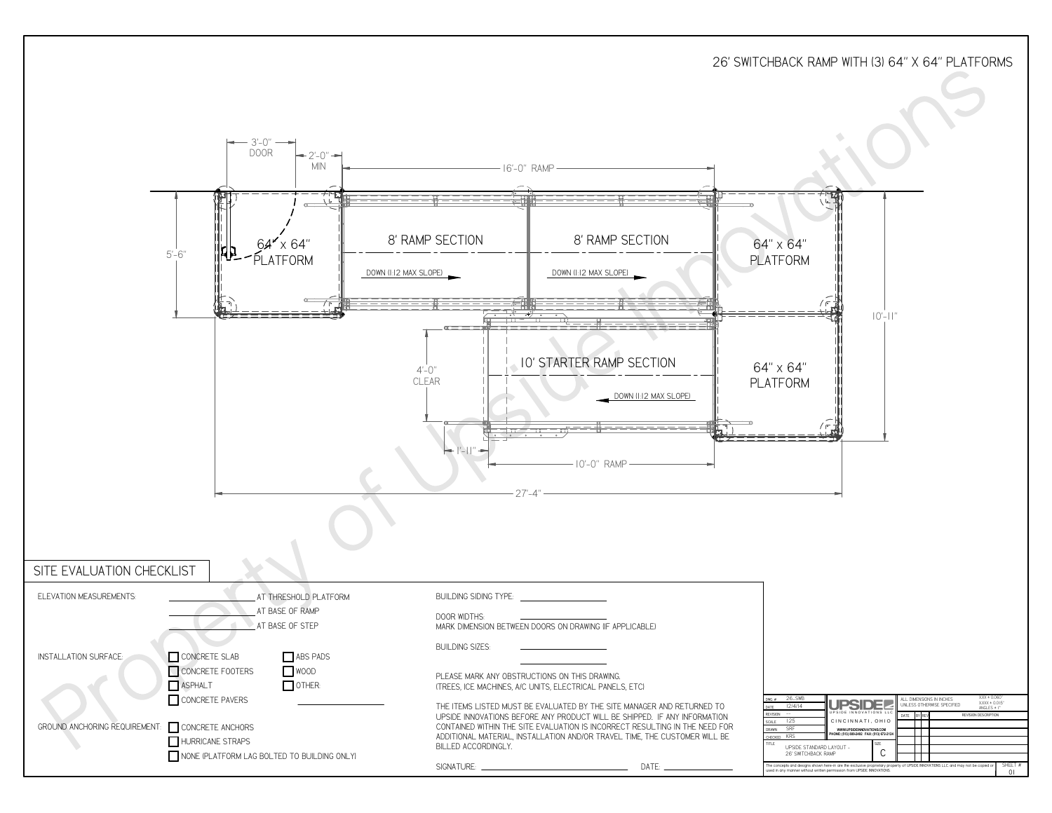# 26' SWITCHBACK RAMP WITH (3) 64" X 64" PLATFORMS

3'-0"
DOOR

2'-0"
MIN

16'-0" RAMP

5'-6"

64" x 64"
PLATFORM

8' RAMP SECTION

DOWN (1:12 MAX SLOPE)

8' RAMP SECTION

DOWN (1:12 MAX SLOPE)

64" x 64"
PLATFORM

10'-11"

4'-0"
CLEAR

10' STARTER RAMP SECTION

DOWN (1:12 MAX SLOPE)

64" x 64"
PLATFORM

1'-11"

10'-0" RAMP

27'-4"

## SITE EVALUATION CHECKLIST

ELEVATION MEASUREMENTS: ______________ AT THRESHOLD PLATFORM
______________ AT BASE OF RAMP
______________ AT BASE OF STEP

INSTALLATION SURFACE:
- ☐ CONCRETE SLAB
- ☐ CONCRETE FOOTERS
- ☐ ASPHALT
- ☐ CONCRETE PAVERS
- ☐ ABS PADS
- ☐ WOOD
- ☐ OTHER ______________

GROUND ANCHORING REQUIREMENT:
- ☐ CONCRETE ANCHORS
- ☐ HURRICANE STRAPS
- ☐ NONE (PLATFORM LAG BOLTED TO BUILDING ONLY)

BUILDING SIDING TYPE: ______________

DOOR WIDTHS: ______________
MARK DIMENSION BETWEEN DOORS ON DRAWING (IF APPLICABLE)

BUILDING SIZES: ______________
______________

PLEASE MARK ANY OBSTRUCTIONS ON THIS DRAWING.
(TREES, ICE MACHINES, A/C UNITS, ELECTRICAL PANELS, ETC)

THE ITEMS LISTED MUST BE EVALUATED BY THE SITE MANAGER AND RETURNED TO UPSIDE INNOVATIONS BEFORE ANY PRODUCT WILL BE SHIPPED. IF ANY INFORMATION CONTAINED WITHIN THE SITE EVALUATION IS INCORRECT RESULTING IN THE NEED FOR ADDITIONAL MATERIAL, INSTALLATION AND/OR TRAVEL TIME, THE CUSTOMER WILL BE BILLED ACCORDINGLY.

SIGNATURE: ______________ DATE: ______________

| | |
|---|---|
| DWG # | 26_SWB |
| DATE | 12/4/14 |
| REVISION | --- |
| SCALE | 1:25 |
| DRAWN | SRF |
| CHECKED | KRS |
| TITLE | UPSIDE STANDARD LAYOUT - 26' SWITCHBACK RAMP |
| SIZE | C |
| SHEET # | 01 |

UPSIDE INNOVATIONS LLC
CINCINNATI, OHIO
WWW.UPSIDEINNOVATIONS.COM
PHONE: (513) 889-2492 FAX: (513) 672-2124

ALL DIMENSIONS IN INCHES UNLESS OTHERWISE SPECIFIED
X.XX ± 0.060"
X.XXX ± 0.015"
ANGLES ± 1°

| DATE | BY | REV | REVISION DESCRIPTION |
|---|---|---|---|

The concepts and designs shown here-in are the exclusive proprietary property of UPSIDE INNOVATIONS LLC and may not be copied or used in any manner without written permission from UPSIDE INNOVATIONS.